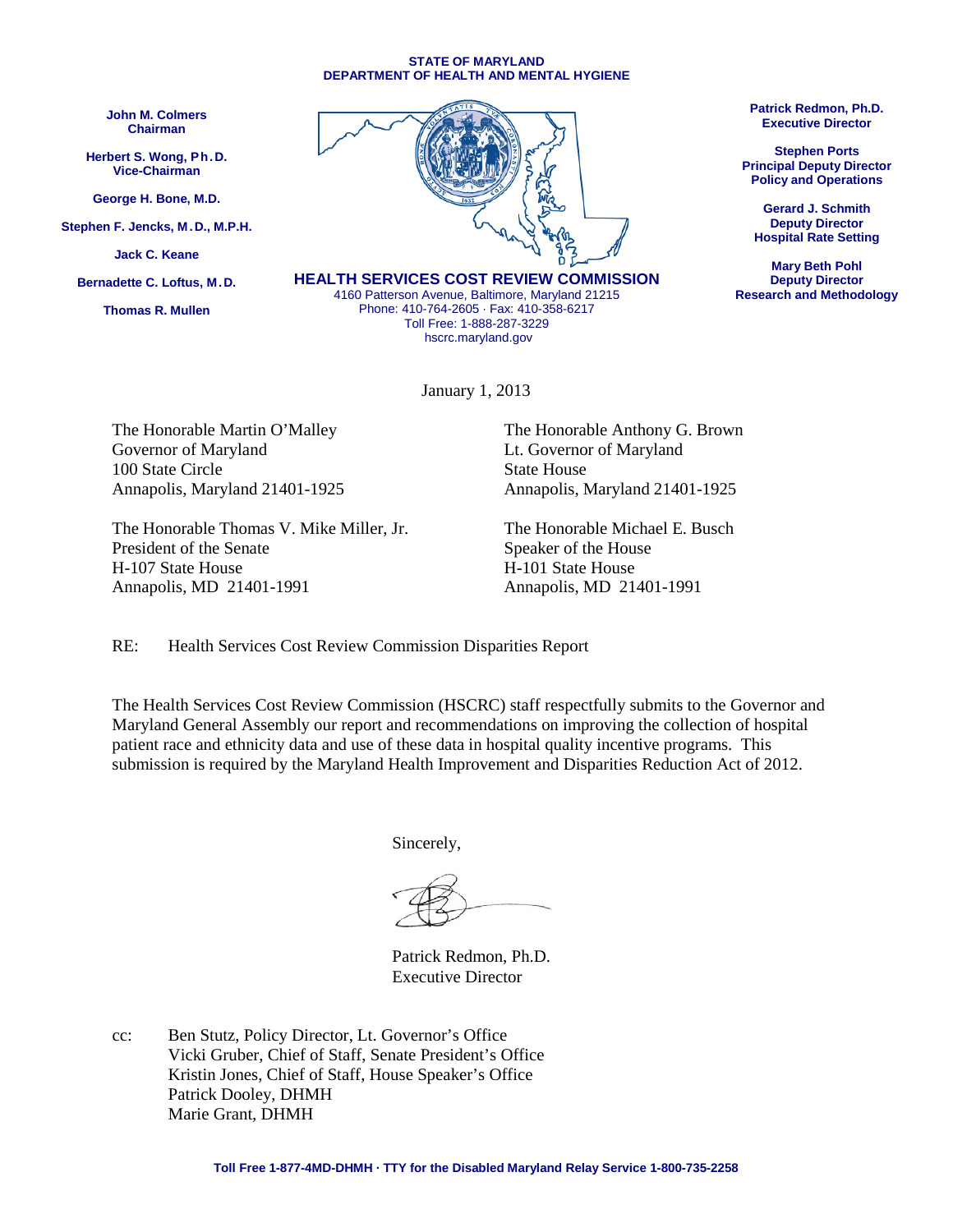**STATE OF MARYLAND**
**DEPARTMENT OF HEALTH AND MENTAL HYGIENE**

**John M. Colmers**
**Chairman**

**Herbert S. Wong, Ph.D.**
**Vice-Chairman**

**George H. Bone, M.D.**

**Stephen F. Jencks, M.D., M.P.H.**

**Jack C. Keane**

**Bernadette C. Loftus, M.D.**

**Thomas R. Mullen**

**HEALTH SERVICES COST REVIEW COMMISSION**
4160 Patterson Avenue, Baltimore, Maryland 21215
Phone: 410-764-2605 · Fax: 410-358-6217
Toll Free: 1-888-287-3229
hscrc.maryland.gov

**Patrick Redmon, Ph.D.**
**Executive Director**

**Stephen Ports**
**Principal Deputy Director**
**Policy and Operations**

**Gerard J. Schmith**
**Deputy Director**
**Hospital Rate Setting**

**Mary Beth Pohl**
**Deputy Director**
**Research and Methodology**

January 1, 2013

The Honorable Martin O'Malley
Governor of Maryland
100 State Circle
Annapolis, Maryland 21401-1925

The Honorable Anthony G. Brown
Lt. Governor of Maryland
State House
Annapolis, Maryland 21401-1925

The Honorable Thomas V. Mike Miller, Jr.
President of the Senate
H-107 State House
Annapolis, MD 21401-1991

The Honorable Michael E. Busch
Speaker of the House
H-101 State House
Annapolis, MD 21401-1991

RE: Health Services Cost Review Commission Disparities Report

The Health Services Cost Review Commission (HSCRC) staff respectfully submits to the Governor and Maryland General Assembly our report and recommendations on improving the collection of hospital patient race and ethnicity data and use of these data in hospital quality incentive programs. This submission is required by the Maryland Health Improvement and Disparities Reduction Act of 2012.

Sincerely,

Patrick Redmon, Ph.D.
Executive Director

cc: Ben Stutz, Policy Director, Lt. Governor's Office
Vicki Gruber, Chief of Staff, Senate President's Office
Kristin Jones, Chief of Staff, House Speaker's Office
Patrick Dooley, DHMH
Marie Grant, DHMH

**Toll Free 1-877-4MD-DHMH · TTY for the Disabled Maryland Relay Service 1-800-735-2258**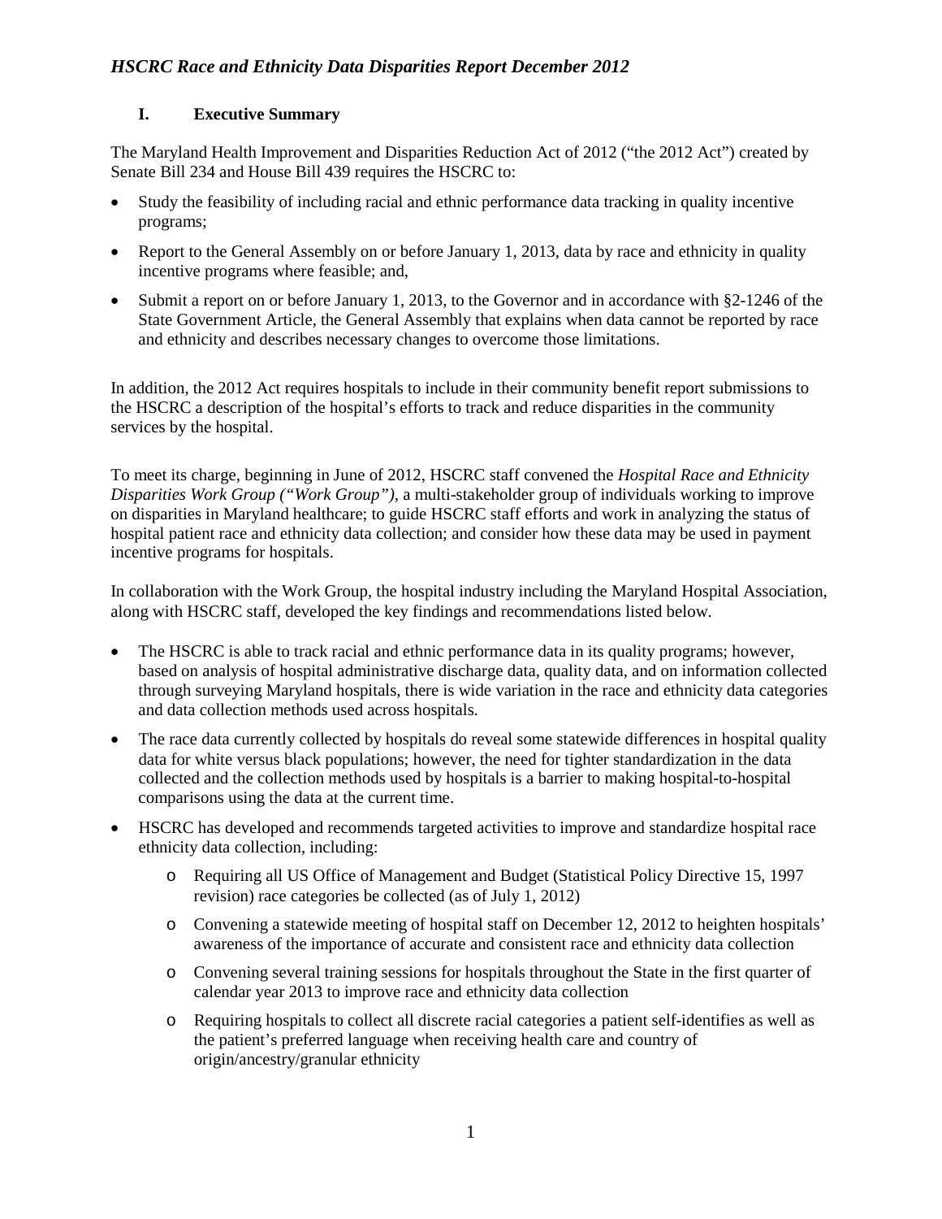## I. Executive Summary

The Maryland Health Improvement and Disparities Reduction Act of 2012 ("the 2012 Act") created by Senate Bill 234 and House Bill 439 requires the HSCRC to:

- Study the feasibility of including racial and ethnic performance data tracking in quality incentive programs;
- Report to the General Assembly on or before January 1, 2013, data by race and ethnicity in quality incentive programs where feasible; and,
- Submit a report on or before January 1, 2013, to the Governor and in accordance with §2-1246 of the State Government Article, the General Assembly that explains when data cannot be reported by race and ethnicity and describes necessary changes to overcome those limitations.

In addition, the 2012 Act requires hospitals to include in their community benefit report submissions to the HSCRC a description of the hospital's efforts to track and reduce disparities in the community services by the hospital.

To meet its charge, beginning in June of 2012, HSCRC staff convened the *Hospital Race and Ethnicity Disparities Work Group ("Work Group")*, a multi-stakeholder group of individuals working to improve on disparities in Maryland healthcare; to guide HSCRC staff efforts and work in analyzing the status of hospital patient race and ethnicity data collection; and consider how these data may be used in payment incentive programs for hospitals.

In collaboration with the Work Group, the hospital industry including the Maryland Hospital Association, along with HSCRC staff, developed the key findings and recommendations listed below.

- The HSCRC is able to track racial and ethnic performance data in its quality programs; however, based on analysis of hospital administrative discharge data, quality data, and on information collected through surveying Maryland hospitals, there is wide variation in the race and ethnicity data categories and data collection methods used across hospitals.
- The race data currently collected by hospitals do reveal some statewide differences in hospital quality data for white versus black populations; however, the need for tighter standardization in the data collected and the collection methods used by hospitals is a barrier to making hospital-to-hospital comparisons using the data at the current time.
- HSCRC has developed and recommends targeted activities to improve and standardize hospital race ethnicity data collection, including:
  - Requiring all US Office of Management and Budget (Statistical Policy Directive 15, 1997 revision) race categories be collected (as of July 1, 2012)
  - Convening a statewide meeting of hospital staff on December 12, 2012 to heighten hospitals' awareness of the importance of accurate and consistent race and ethnicity data collection
  - Convening several training sessions for hospitals throughout the State in the first quarter of calendar year 2013 to improve race and ethnicity data collection
  - Requiring hospitals to collect all discrete racial categories a patient self-identifies as well as the patient's preferred language when receiving health care and country of origin/ancestry/granular ethnicity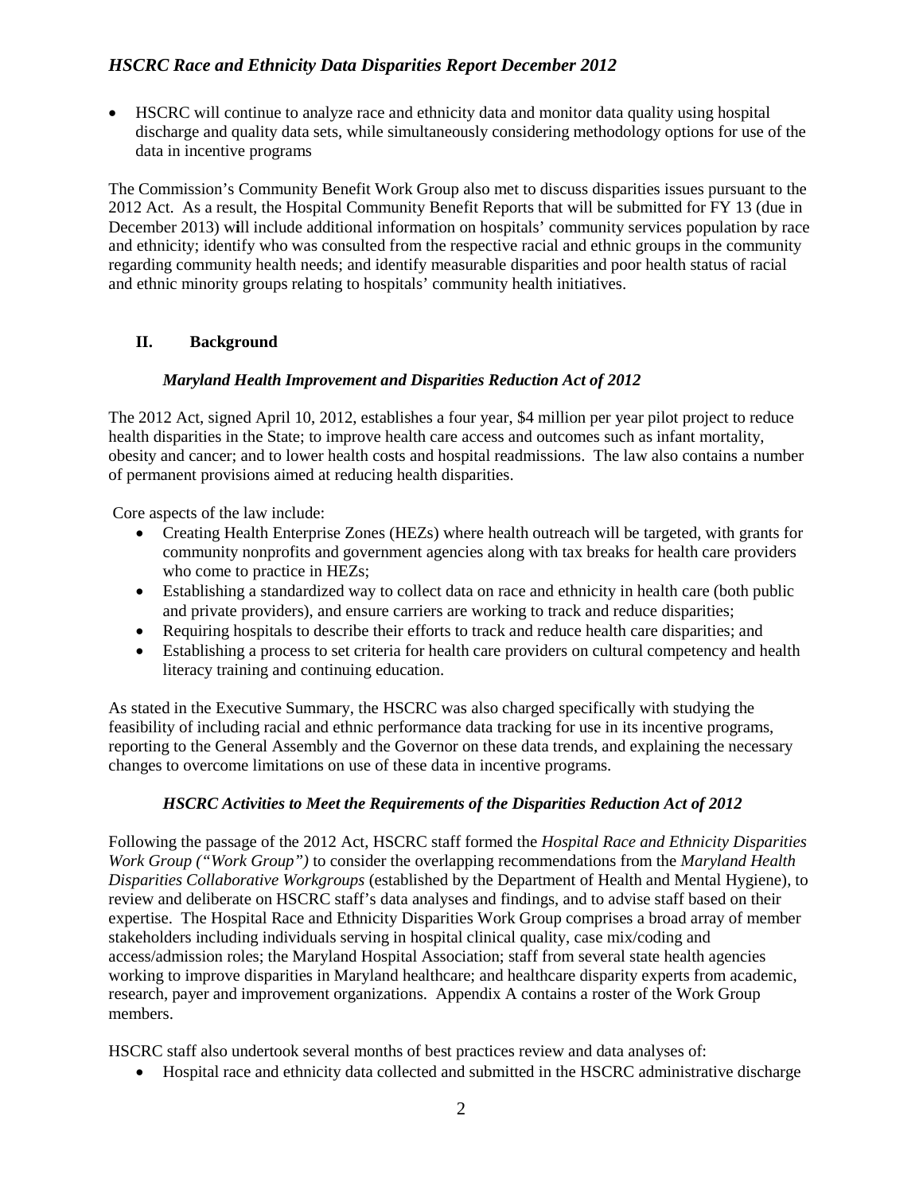- HSCRC will continue to analyze race and ethnicity data and monitor data quality using hospital discharge and quality data sets, while simultaneously considering methodology options for use of the data in incentive programs

The Commission's Community Benefit Work Group also met to discuss disparities issues pursuant to the 2012 Act. As a result, the Hospital Community Benefit Reports that will be submitted for FY 13 (due in December 2013) will include additional information on hospitals' community services population by race and ethnicity; identify who was consulted from the respective racial and ethnic groups in the community regarding community health needs; and identify measurable disparities and poor health status of racial and ethnic minority groups relating to hospitals' community health initiatives.

## II. Background

### *Maryland Health Improvement and Disparities Reduction Act of 2012*

The 2012 Act, signed April 10, 2012, establishes a four year, $4 million per year pilot project to reduce health disparities in the State; to improve health care access and outcomes such as infant mortality, obesity and cancer; and to lower health costs and hospital readmissions. The law also contains a number of permanent provisions aimed at reducing health disparities.

Core aspects of the law include:

- Creating Health Enterprise Zones (HEZs) where health outreach will be targeted, with grants for community nonprofits and government agencies along with tax breaks for health care providers who come to practice in HEZs;
- Establishing a standardized way to collect data on race and ethnicity in health care (both public and private providers), and ensure carriers are working to track and reduce disparities;
- Requiring hospitals to describe their efforts to track and reduce health care disparities; and
- Establishing a process to set criteria for health care providers on cultural competency and health literacy training and continuing education.

As stated in the Executive Summary, the HSCRC was also charged specifically with studying the feasibility of including racial and ethnic performance data tracking for use in its incentive programs, reporting to the General Assembly and the Governor on these data trends, and explaining the necessary changes to overcome limitations on use of these data in incentive programs.

### *HSCRC Activities to Meet the Requirements of the Disparities Reduction Act of 2012*

Following the passage of the 2012 Act, HSCRC staff formed the *Hospital Race and Ethnicity Disparities Work Group ("Work Group")* to consider the overlapping recommendations from the *Maryland Health Disparities Collaborative Workgroups* (established by the Department of Health and Mental Hygiene), to review and deliberate on HSCRC staff's data analyses and findings, and to advise staff based on their expertise. The Hospital Race and Ethnicity Disparities Work Group comprises a broad array of member stakeholders including individuals serving in hospital clinical quality, case mix/coding and access/admission roles; the Maryland Hospital Association; staff from several state health agencies working to improve disparities in Maryland healthcare; and healthcare disparity experts from academic, research, payer and improvement organizations. Appendix A contains a roster of the Work Group members.

HSCRC staff also undertook several months of best practices review and data analyses of:

- Hospital race and ethnicity data collected and submitted in the HSCRC administrative discharge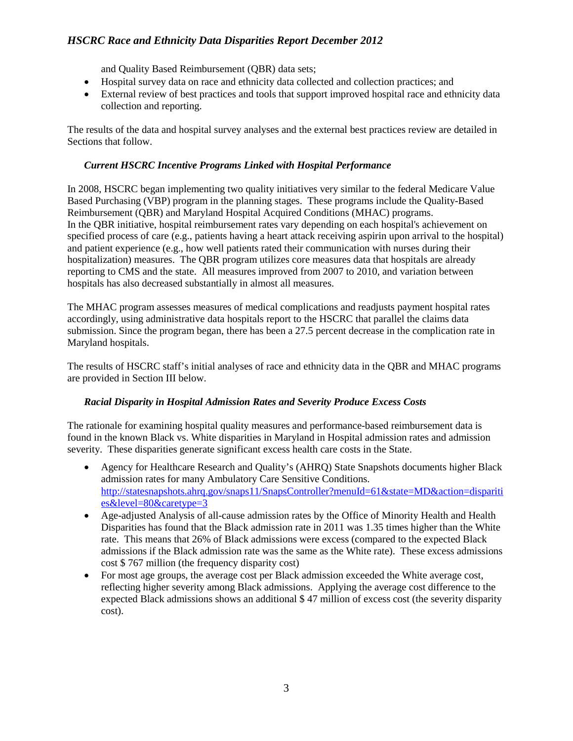and Quality Based Reimbursement (QBR) data sets;

- Hospital survey data on race and ethnicity data collected and collection practices; and
- External review of best practices and tools that support improved hospital race and ethnicity data collection and reporting.

The results of the data and hospital survey analyses and the external best practices review are detailed in Sections that follow.

### *Current HSCRC Incentive Programs Linked with Hospital Performance*

In 2008, HSCRC began implementing two quality initiatives very similar to the federal Medicare Value Based Purchasing (VBP) program in the planning stages. These programs include the Quality-Based Reimbursement (QBR) and Maryland Hospital Acquired Conditions (MHAC) programs.
In the QBR initiative, hospital reimbursement rates vary depending on each hospital's achievement on specified process of care (e.g., patients having a heart attack receiving aspirin upon arrival to the hospital) and patient experience (e.g., how well patients rated their communication with nurses during their hospitalization) measures. The QBR program utilizes core measures data that hospitals are already reporting to CMS and the state. All measures improved from 2007 to 2010, and variation between hospitals has also decreased substantially in almost all measures.

The MHAC program assesses measures of medical complications and readjusts payment hospital rates accordingly, using administrative data hospitals report to the HSCRC that parallel the claims data submission. Since the program began, there has been a 27.5 percent decrease in the complication rate in Maryland hospitals.

The results of HSCRC staff's initial analyses of race and ethnicity data in the QBR and MHAC programs are provided in Section III below.

### *Racial Disparity in Hospital Admission Rates and Severity Produce Excess Costs*

The rationale for examining hospital quality measures and performance-based reimbursement data is found in the known Black vs. White disparities in Maryland in Hospital admission rates and admission severity. These disparities generate significant excess health care costs in the State.

- Agency for Healthcare Research and Quality's (AHRQ) State Snapshots documents higher Black admission rates for many Ambulatory Care Sensitive Conditions. [http://statesnapshots.ahrq.gov/snaps11/SnapsController?menuId=61&state=MD&action=disparities&level=80&caretype=3](http://statesnapshots.ahrq.gov/snaps11/SnapsController?menuId=61&state=MD&action=disparities&level=80&caretype=3)
- Age-adjusted Analysis of all-cause admission rates by the Office of Minority Health and Health Disparities has found that the Black admission rate in 2011 was 1.35 times higher than the White rate. This means that 26% of Black admissions were excess (compared to the expected Black admissions if the Black admission rate was the same as the White rate). These excess admissions cost $ 767 million (the frequency disparity cost)
- For most age groups, the average cost per Black admission exceeded the White average cost, reflecting higher severity among Black admissions. Applying the average cost difference to the expected Black admissions shows an additional $ 47 million of excess cost (the severity disparity cost).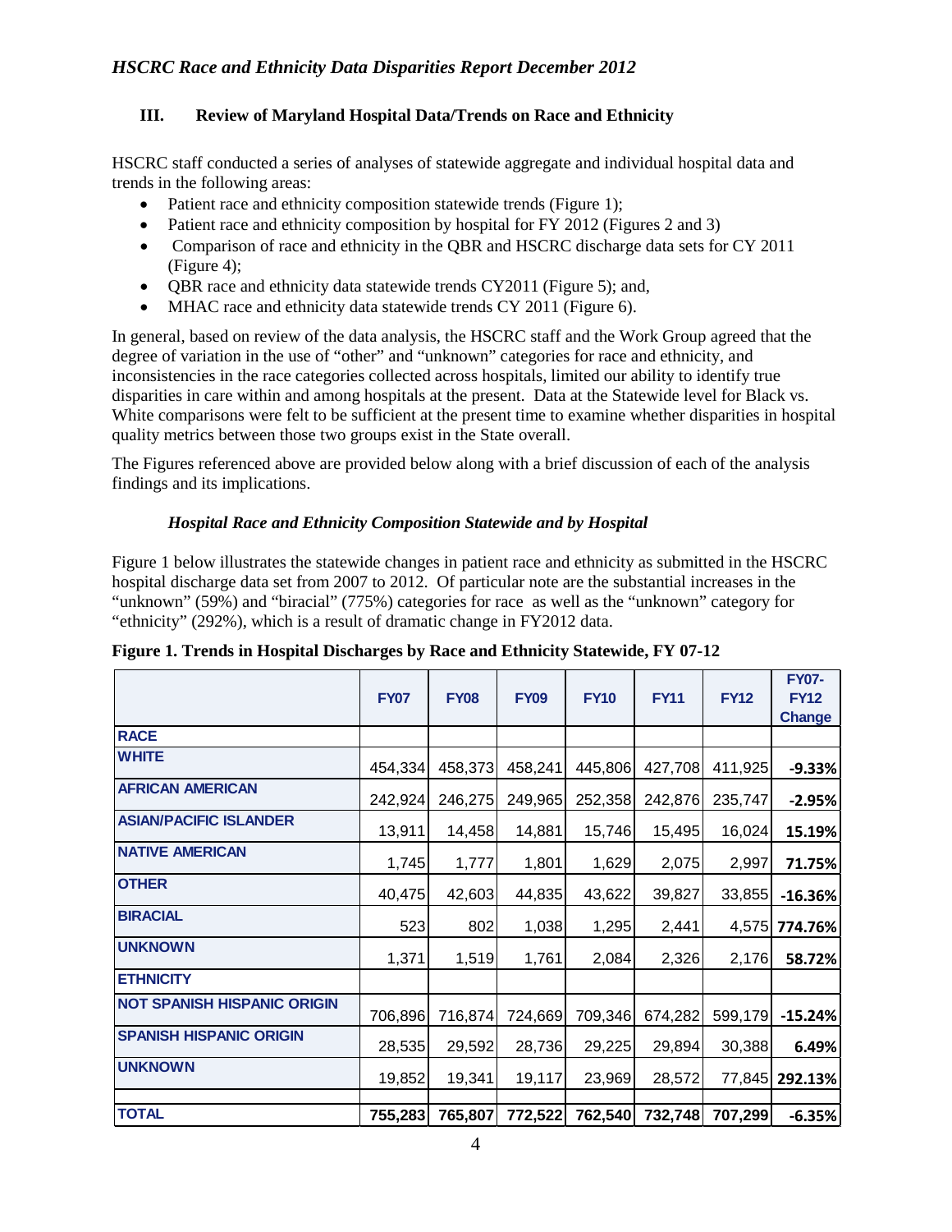### III. Review of Maryland Hospital Data/Trends on Race and Ethnicity

HSCRC staff conducted a series of analyses of statewide aggregate and individual hospital data and trends in the following areas:

- Patient race and ethnicity composition statewide trends (Figure 1);
- Patient race and ethnicity composition by hospital for FY 2012 (Figures 2 and 3)
- Comparison of race and ethnicity in the QBR and HSCRC discharge data sets for CY 2011 (Figure 4);
- QBR race and ethnicity data statewide trends CY2011 (Figure 5); and,
- MHAC race and ethnicity data statewide trends CY 2011 (Figure 6).

In general, based on review of the data analysis, the HSCRC staff and the Work Group agreed that the degree of variation in the use of "other" and "unknown" categories for race and ethnicity, and inconsistencies in the race categories collected across hospitals, limited our ability to identify true disparities in care within and among hospitals at the present. Data at the Statewide level for Black vs. White comparisons were felt to be sufficient at the present time to examine whether disparities in hospital quality metrics between those two groups exist in the State overall.

The Figures referenced above are provided below along with a brief discussion of each of the analysis findings and its implications.

#### *Hospital Race and Ethnicity Composition Statewide and by Hospital*

Figure 1 below illustrates the statewide changes in patient race and ethnicity as submitted in the HSCRC hospital discharge data set from 2007 to 2012. Of particular note are the substantial increases in the "unknown" (59%) and "biracial" (775%) categories for race as well as the "unknown" category for "ethnicity" (292%), which is a result of dramatic change in FY2012 data.

**Figure 1. Trends in Hospital Discharges by Race and Ethnicity Statewide, FY 07-12**

| | FY07 | FY08 | FY09 | FY10 | FY11 | FY12 | FY07-FY12 Change |
|---|---|---|---|---|---|---|---|
| **RACE** | | | | | | | |
| **WHITE** | 454,334 | 458,373 | 458,241 | 445,806 | 427,708 | 411,925 | **-9.33%** |
| **AFRICAN AMERICAN** | 242,924 | 246,275 | 249,965 | 252,358 | 242,876 | 235,747 | **-2.95%** |
| **ASIAN/PACIFIC ISLANDER** | 13,911 | 14,458 | 14,881 | 15,746 | 15,495 | 16,024 | **15.19%** |
| **NATIVE AMERICAN** | 1,745 | 1,777 | 1,801 | 1,629 | 2,075 | 2,997 | **71.75%** |
| **OTHER** | 40,475 | 42,603 | 44,835 | 43,622 | 39,827 | 33,855 | **-16.36%** |
| **BIRACIAL** | 523 | 802 | 1,038 | 1,295 | 2,441 | 4,575 | **774.76%** |
| **UNKNOWN** | 1,371 | 1,519 | 1,761 | 2,084 | 2,326 | 2,176 | **58.72%** |
| **ETHNICITY** | | | | | | | |
| **NOT SPANISH HISPANIC ORIGIN** | 706,896 | 716,874 | 724,669 | 709,346 | 674,282 | 599,179 | **-15.24%** |
| **SPANISH HISPANIC ORIGIN** | 28,535 | 29,592 | 28,736 | 29,225 | 29,894 | 30,388 | **6.49%** |
| **UNKNOWN** | 19,852 | 19,341 | 19,117 | 23,969 | 28,572 | 77,845 | **292.13%** |
| | | | | | | | |
| **TOTAL** | **755,283** | **765,807** | **772,522** | **762,540** | **732,748** | **707,299** | **-6.35%** |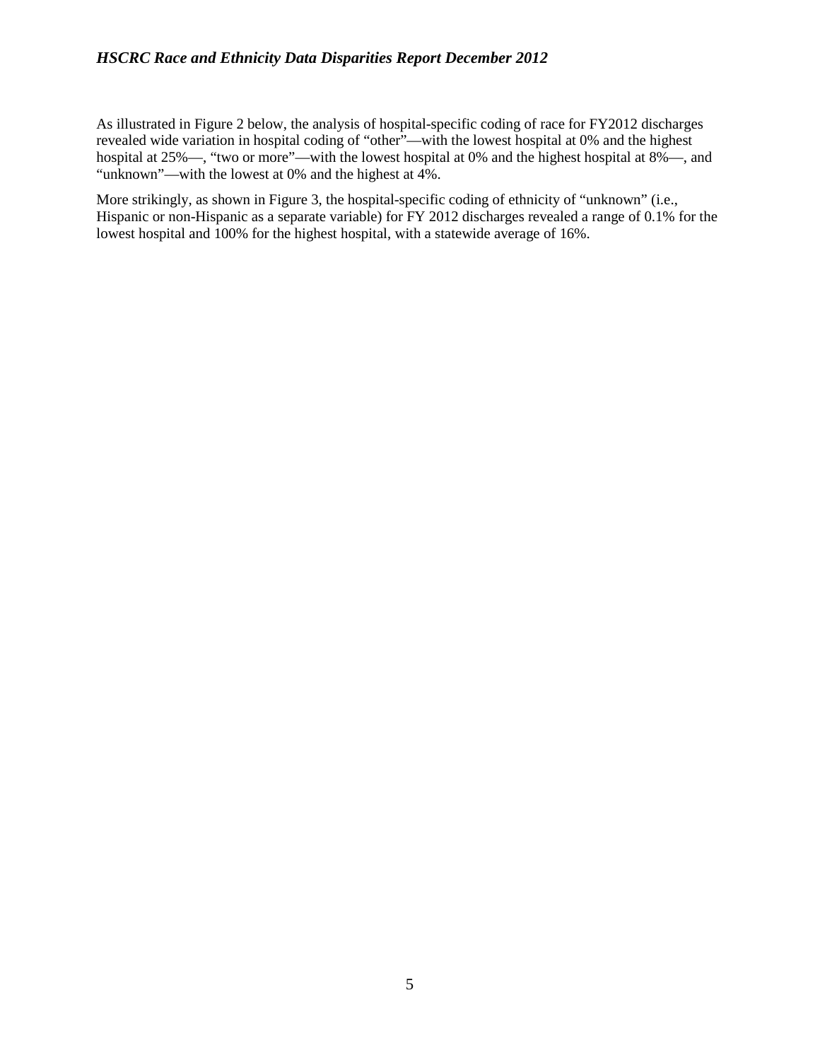As illustrated in Figure 2 below, the analysis of hospital-specific coding of race for FY2012 discharges revealed wide variation in hospital coding of "other"—with the lowest hospital at 0% and the highest hospital at 25%—, "two or more"—with the lowest hospital at 0% and the highest hospital at 8%—, and "unknown"—with the lowest at 0% and the highest at 4%.

More strikingly, as shown in Figure 3, the hospital-specific coding of ethnicity of "unknown" (i.e., Hispanic or non-Hispanic as a separate variable) for FY 2012 discharges revealed a range of 0.1% for the lowest hospital and 100% for the highest hospital, with a statewide average of 16%.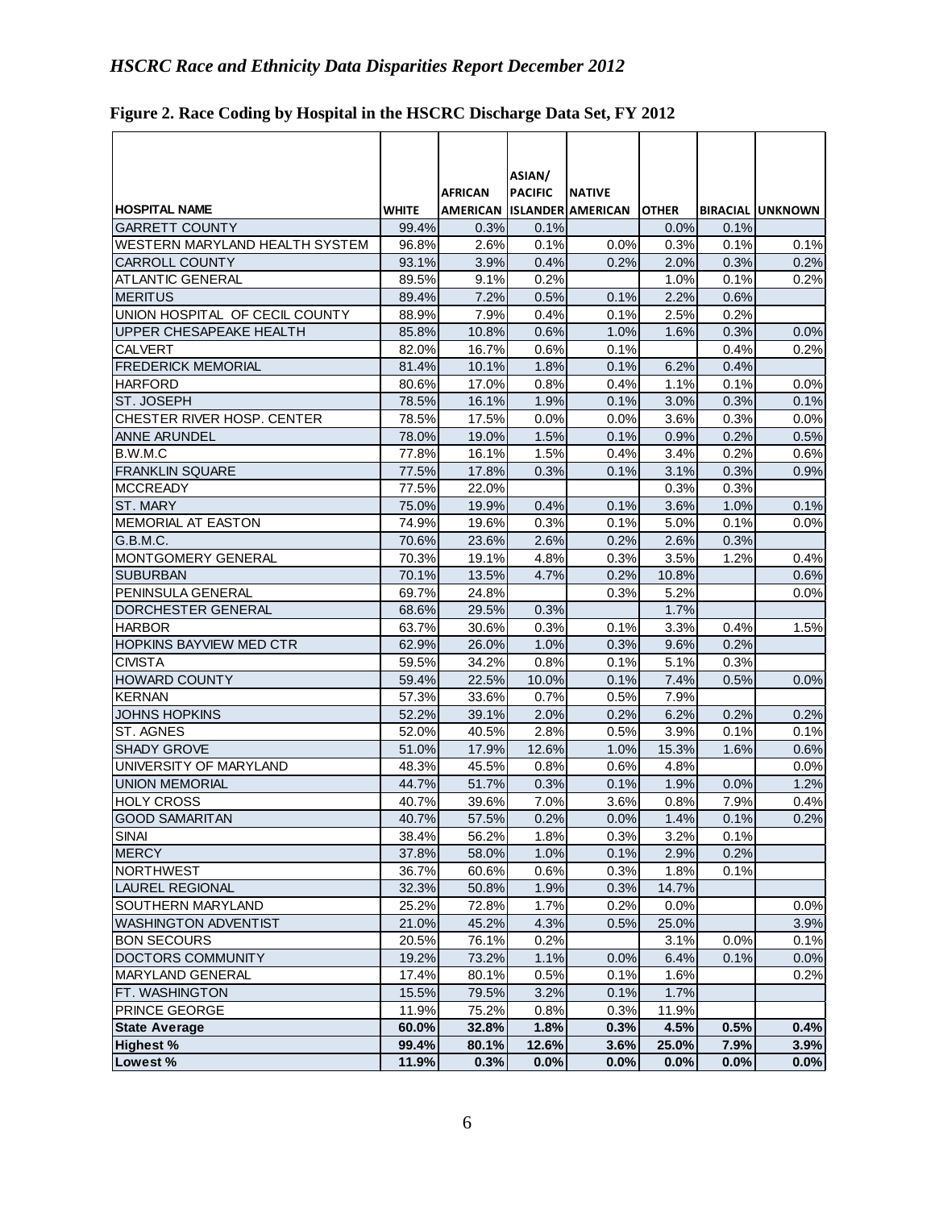**Figure 2. Race Coding by Hospital in the HSCRC Discharge Data Set, FY 2012**

| HOSPITAL NAME | WHITE | AFRICAN AMERICAN | ASIAN/ PACIFIC ISLANDER | NATIVE AMERICAN | OTHER | BIRACIAL | UNKNOWN |
|---|---|---|---|---|---|---|---|
| GARRETT COUNTY | 99.4% | 0.3% | 0.1% | | 0.0% | 0.1% | |
| WESTERN MARYLAND HEALTH SYSTEM | 96.8% | 2.6% | 0.1% | 0.0% | 0.3% | 0.1% | 0.1% |
| CARROLL COUNTY | 93.1% | 3.9% | 0.4% | 0.2% | 2.0% | 0.3% | 0.2% |
| ATLANTIC GENERAL | 89.5% | 9.1% | 0.2% | | 1.0% | 0.1% | 0.2% |
| MERITUS | 89.4% | 7.2% | 0.5% | 0.1% | 2.2% | 0.6% | |
| UNION HOSPITAL OF CECIL COUNTY | 88.9% | 7.9% | 0.4% | 0.1% | 2.5% | 0.2% | |
| UPPER CHESAPEAKE HEALTH | 85.8% | 10.8% | 0.6% | 1.0% | 1.6% | 0.3% | 0.0% |
| CALVERT | 82.0% | 16.7% | 0.6% | 0.1% | | 0.4% | 0.2% |
| FREDERICK MEMORIAL | 81.4% | 10.1% | 1.8% | 0.1% | 6.2% | 0.4% | |
| HARFORD | 80.6% | 17.0% | 0.8% | 0.4% | 1.1% | 0.1% | 0.0% |
| ST. JOSEPH | 78.5% | 16.1% | 1.9% | 0.1% | 3.0% | 0.3% | 0.1% |
| CHESTER RIVER HOSP. CENTER | 78.5% | 17.5% | 0.0% | 0.0% | 3.6% | 0.3% | 0.0% |
| ANNE ARUNDEL | 78.0% | 19.0% | 1.5% | 0.1% | 0.9% | 0.2% | 0.5% |
| B.W.M.C | 77.8% | 16.1% | 1.5% | 0.4% | 3.4% | 0.2% | 0.6% |
| FRANKLIN SQUARE | 77.5% | 17.8% | 0.3% | 0.1% | 3.1% | 0.3% | 0.9% |
| MCCREADY | 77.5% | 22.0% | | | 0.3% | 0.3% | |
| ST. MARY | 75.0% | 19.9% | 0.4% | 0.1% | 3.6% | 1.0% | 0.1% |
| MEMORIAL AT EASTON | 74.9% | 19.6% | 0.3% | 0.1% | 5.0% | 0.1% | 0.0% |
| G.B.M.C. | 70.6% | 23.6% | 2.6% | 0.2% | 2.6% | 0.3% | |
| MONTGOMERY GENERAL | 70.3% | 19.1% | 4.8% | 0.3% | 3.5% | 1.2% | 0.4% |
| SUBURBAN | 70.1% | 13.5% | 4.7% | 0.2% | 10.8% | | 0.6% |
| PENINSULA GENERAL | 69.7% | 24.8% | | 0.3% | 5.2% | | 0.0% |
| DORCHESTER GENERAL | 68.6% | 29.5% | 0.3% | | 1.7% | | |
| HARBOR | 63.7% | 30.6% | 0.3% | 0.1% | 3.3% | 0.4% | 1.5% |
| HOPKINS BAYVIEW MED CTR | 62.9% | 26.0% | 1.0% | 0.3% | 9.6% | 0.2% | |
| CIVISTA | 59.5% | 34.2% | 0.8% | 0.1% | 5.1% | 0.3% | |
| HOWARD COUNTY | 59.4% | 22.5% | 10.0% | 0.1% | 7.4% | 0.5% | 0.0% |
| KERNAN | 57.3% | 33.6% | 0.7% | 0.5% | 7.9% | | |
| JOHNS HOPKINS | 52.2% | 39.1% | 2.0% | 0.2% | 6.2% | 0.2% | 0.2% |
| ST. AGNES | 52.0% | 40.5% | 2.8% | 0.5% | 3.9% | 0.1% | 0.1% |
| SHADY GROVE | 51.0% | 17.9% | 12.6% | 1.0% | 15.3% | 1.6% | 0.6% |
| UNIVERSITY OF MARYLAND | 48.3% | 45.5% | 0.8% | 0.6% | 4.8% | | 0.0% |
| UNION MEMORIAL | 44.7% | 51.7% | 0.3% | 0.1% | 1.9% | 0.0% | 1.2% |
| HOLY CROSS | 40.7% | 39.6% | 7.0% | 3.6% | 0.8% | 7.9% | 0.4% |
| GOOD SAMARITAN | 40.7% | 57.5% | 0.2% | 0.0% | 1.4% | 0.1% | 0.2% |
| SINAI | 38.4% | 56.2% | 1.8% | 0.3% | 3.2% | 0.1% | |
| MERCY | 37.8% | 58.0% | 1.0% | 0.1% | 2.9% | 0.2% | |
| NORTHWEST | 36.7% | 60.6% | 0.6% | 0.3% | 1.8% | 0.1% | |
| LAUREL REGIONAL | 32.3% | 50.8% | 1.9% | 0.3% | 14.7% | | |
| SOUTHERN MARYLAND | 25.2% | 72.8% | 1.7% | 0.2% | 0.0% | | 0.0% |
| WASHINGTON ADVENTIST | 21.0% | 45.2% | 4.3% | 0.5% | 25.0% | | 3.9% |
| BON SECOURS | 20.5% | 76.1% | 0.2% | | 3.1% | 0.0% | 0.1% |
| DOCTORS COMMUNITY | 19.2% | 73.2% | 1.1% | 0.0% | 6.4% | 0.1% | 0.0% |
| MARYLAND GENERAL | 17.4% | 80.1% | 0.5% | 0.1% | 1.6% | | 0.2% |
| FT. WASHINGTON | 15.5% | 79.5% | 3.2% | 0.1% | 1.7% | | |
| PRINCE GEORGE | 11.9% | 75.2% | 0.8% | 0.3% | 11.9% | | |
| **State Average** | **60.0%** | **32.8%** | **1.8%** | **0.3%** | **4.5%** | **0.5%** | **0.4%** |
| **Highest %** | **99.4%** | **80.1%** | **12.6%** | **3.6%** | **25.0%** | **7.9%** | **3.9%** |
| **Lowest %** | **11.9%** | **0.3%** | **0.0%** | **0.0%** | **0.0%** | **0.0%** | **0.0%** |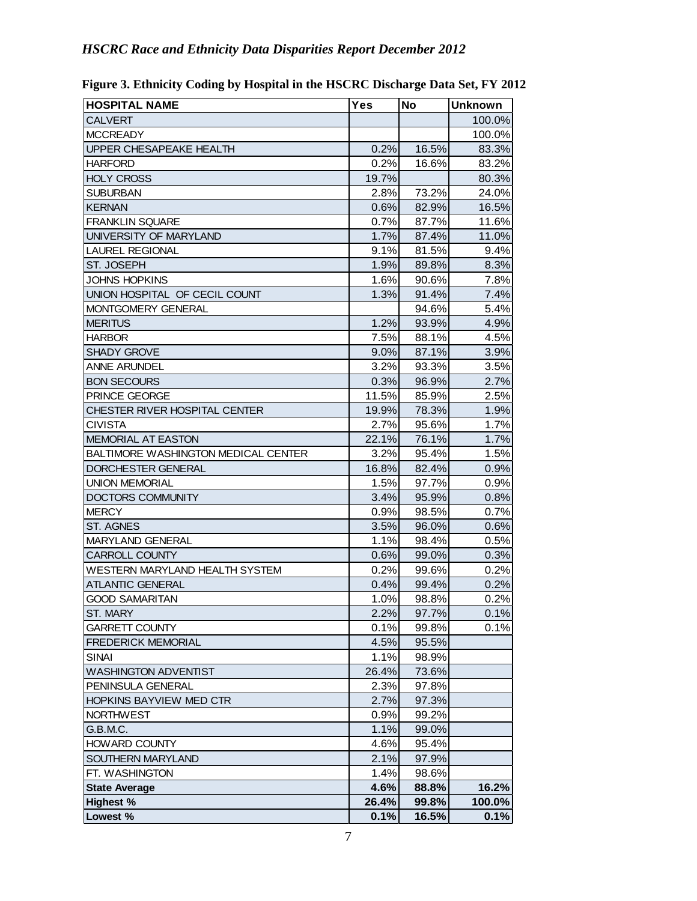**Figure 3. Ethnicity Coding by Hospital in the HSCRC Discharge Data Set, FY 2012**

| HOSPITAL NAME | Yes | No | Unknown |
|---|---|---|---|
| CALVERT | | | 100.0% |
| MCCREADY | | | 100.0% |
| UPPER CHESAPEAKE HEALTH | 0.2% | 16.5% | 83.3% |
| HARFORD | 0.2% | 16.6% | 83.2% |
| HOLY CROSS | 19.7% | | 80.3% |
| SUBURBAN | 2.8% | 73.2% | 24.0% |
| KERNAN | 0.6% | 82.9% | 16.5% |
| FRANKLIN SQUARE | 0.7% | 87.7% | 11.6% |
| UNIVERSITY OF MARYLAND | 1.7% | 87.4% | 11.0% |
| LAUREL REGIONAL | 9.1% | 81.5% | 9.4% |
| ST. JOSEPH | 1.9% | 89.8% | 8.3% |
| JOHNS HOPKINS | 1.6% | 90.6% | 7.8% |
| UNION HOSPITAL OF CECIL COUNT | 1.3% | 91.4% | 7.4% |
| MONTGOMERY GENERAL | | 94.6% | 5.4% |
| MERITUS | 1.2% | 93.9% | 4.9% |
| HARBOR | 7.5% | 88.1% | 4.5% |
| SHADY GROVE | 9.0% | 87.1% | 3.9% |
| ANNE ARUNDEL | 3.2% | 93.3% | 3.5% |
| BON SECOURS | 0.3% | 96.9% | 2.7% |
| PRINCE GEORGE | 11.5% | 85.9% | 2.5% |
| CHESTER RIVER HOSPITAL CENTER | 19.9% | 78.3% | 1.9% |
| CIVISTA | 2.7% | 95.6% | 1.7% |
| MEMORIAL AT EASTON | 22.1% | 76.1% | 1.7% |
| BALTIMORE WASHINGTON MEDICAL CENTER | 3.2% | 95.4% | 1.5% |
| DORCHESTER GENERAL | 16.8% | 82.4% | 0.9% |
| UNION MEMORIAL | 1.5% | 97.7% | 0.9% |
| DOCTORS COMMUNITY | 3.4% | 95.9% | 0.8% |
| MERCY | 0.9% | 98.5% | 0.7% |
| ST. AGNES | 3.5% | 96.0% | 0.6% |
| MARYLAND GENERAL | 1.1% | 98.4% | 0.5% |
| CARROLL COUNTY | 0.6% | 99.0% | 0.3% |
| WESTERN MARYLAND HEALTH SYSTEM | 0.2% | 99.6% | 0.2% |
| ATLANTIC GENERAL | 0.4% | 99.4% | 0.2% |
| GOOD SAMARITAN | 1.0% | 98.8% | 0.2% |
| ST. MARY | 2.2% | 97.7% | 0.1% |
| GARRETT COUNTY | 0.1% | 99.8% | 0.1% |
| FREDERICK MEMORIAL | 4.5% | 95.5% | |
| SINAI | 1.1% | 98.9% | |
| WASHINGTON ADVENTIST | 26.4% | 73.6% | |
| PENINSULA GENERAL | 2.3% | 97.8% | |
| HOPKINS BAYVIEW MED CTR | 2.7% | 97.3% | |
| NORTHWEST | 0.9% | 99.2% | |
| G.B.M.C. | 1.1% | 99.0% | |
| HOWARD COUNTY | 4.6% | 95.4% | |
| SOUTHERN MARYLAND | 2.1% | 97.9% | |
| FT. WASHINGTON | 1.4% | 98.6% | |
| **State Average** | **4.6%** | **88.8%** | **16.2%** |
| **Highest %** | **26.4%** | **99.8%** | **100.0%** |
| **Lowest %** | **0.1%** | **16.5%** | **0.1%** |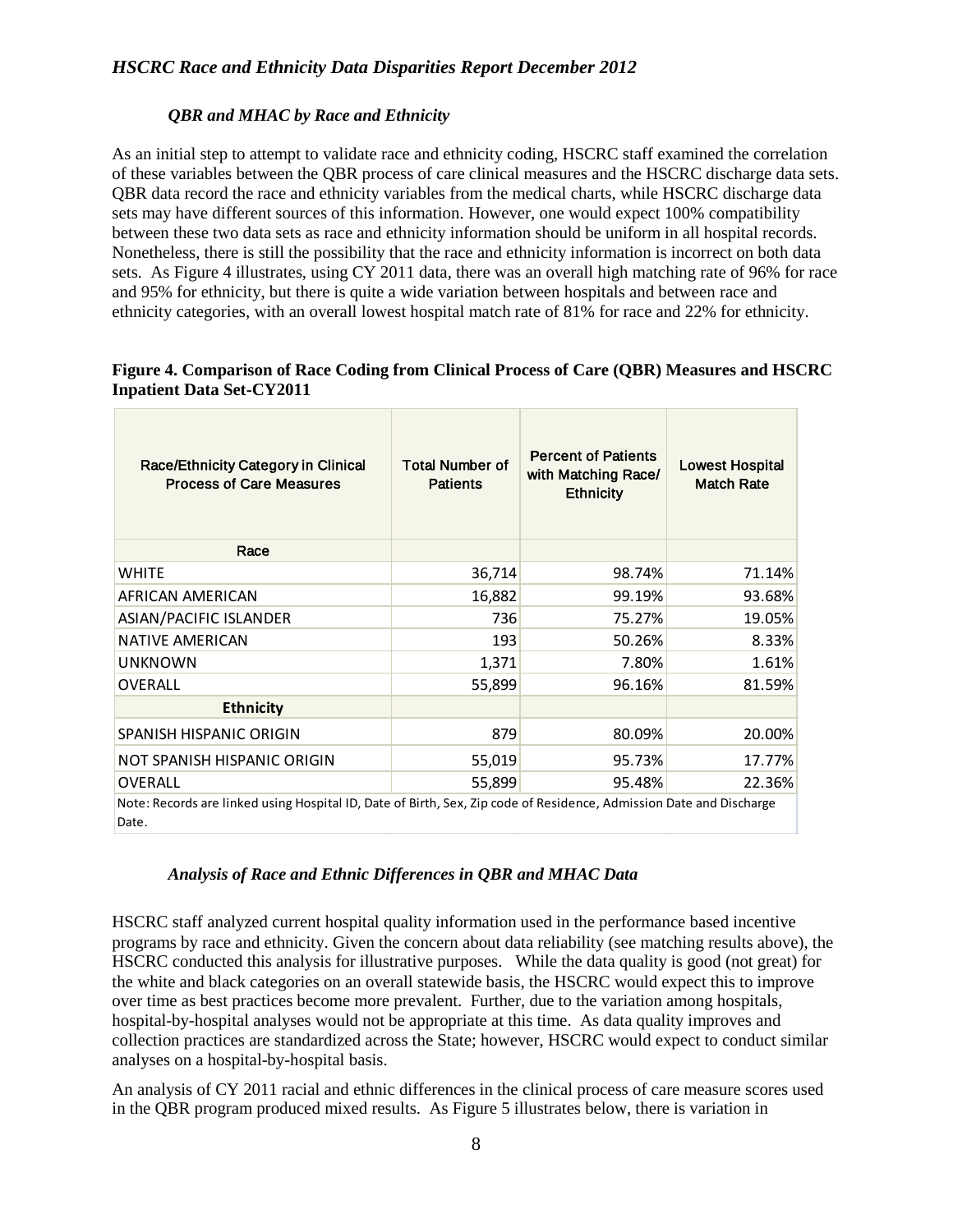### *QBR and MHAC by Race and Ethnicity*

As an initial step to attempt to validate race and ethnicity coding, HSCRC staff examined the correlation of these variables between the QBR process of care clinical measures and the HSCRC discharge data sets. QBR data record the race and ethnicity variables from the medical charts, while HSCRC discharge data sets may have different sources of this information. However, one would expect 100% compatibility between these two data sets as race and ethnicity information should be uniform in all hospital records. Nonetheless, there is still the possibility that the race and ethnicity information is incorrect on both data sets. As Figure 4 illustrates, using CY 2011 data, there was an overall high matching rate of 96% for race and 95% for ethnicity, but there is quite a wide variation between hospitals and between race and ethnicity categories, with an overall lowest hospital match rate of 81% for race and 22% for ethnicity.

**Figure 4. Comparison of Race Coding from Clinical Process of Care (QBR) Measures and HSCRC Inpatient Data Set-CY2011**

| Race/Ethnicity Category in Clinical Process of Care Measures | Total Number of Patients | Percent of Patients with Matching Race/ Ethnicity | Lowest Hospital Match Rate |
|---|---|---|---|
| **Race** | | | |
| WHITE | 36,714 | 98.74% | 71.14% |
| AFRICAN AMERICAN | 16,882 | 99.19% | 93.68% |
| ASIAN/PACIFIC ISLANDER | 736 | 75.27% | 19.05% |
| NATIVE AMERICAN | 193 | 50.26% | 8.33% |
| UNKNOWN | 1,371 | 7.80% | 1.61% |
| OVERALL | 55,899 | 96.16% | 81.59% |
| **Ethnicity** | | | |
| SPANISH HISPANIC ORIGIN | 879 | 80.09% | 20.00% |
| NOT SPANISH HISPANIC ORIGIN | 55,019 | 95.73% | 17.77% |
| OVERALL | 55,899 | 95.48% | 22.36% |

Note: Records are linked using Hospital ID, Date of Birth, Sex, Zip code of Residence, Admission Date and Discharge Date.

### *Analysis of Race and Ethnic Differences in QBR and MHAC Data*

HSCRC staff analyzed current hospital quality information used in the performance based incentive programs by race and ethnicity. Given the concern about data reliability (see matching results above), the HSCRC conducted this analysis for illustrative purposes. While the data quality is good (not great) for the white and black categories on an overall statewide basis, the HSCRC would expect this to improve over time as best practices become more prevalent. Further, due to the variation among hospitals, hospital-by-hospital analyses would not be appropriate at this time. As data quality improves and collection practices are standardized across the State; however, HSCRC would expect to conduct similar analyses on a hospital-by-hospital basis.

An analysis of CY 2011 racial and ethnic differences in the clinical process of care measure scores used in the QBR program produced mixed results. As Figure 5 illustrates below, there is variation in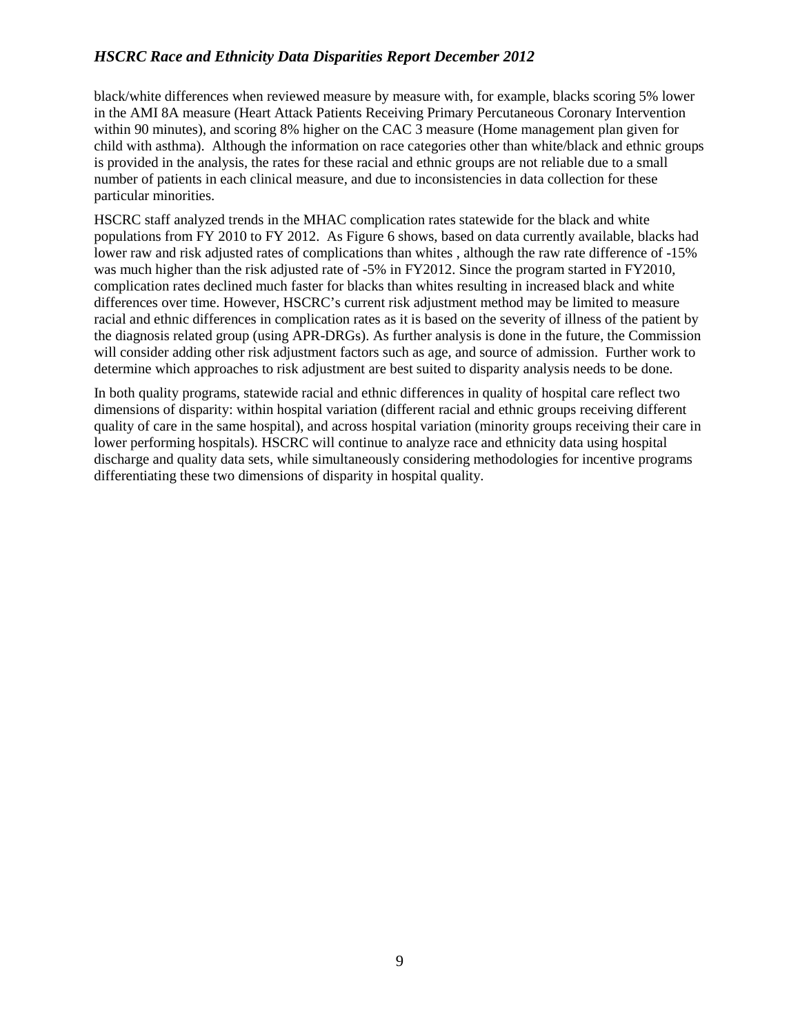black/white differences when reviewed measure by measure with, for example, blacks scoring 5% lower in the AMI 8A measure (Heart Attack Patients Receiving Primary Percutaneous Coronary Intervention within 90 minutes), and scoring 8% higher on the CAC 3 measure (Home management plan given for child with asthma). Although the information on race categories other than white/black and ethnic groups is provided in the analysis, the rates for these racial and ethnic groups are not reliable due to a small number of patients in each clinical measure, and due to inconsistencies in data collection for these particular minorities.

HSCRC staff analyzed trends in the MHAC complication rates statewide for the black and white populations from FY 2010 to FY 2012. As Figure 6 shows, based on data currently available, blacks had lower raw and risk adjusted rates of complications than whites , although the raw rate difference of -15% was much higher than the risk adjusted rate of -5% in FY2012. Since the program started in FY2010, complication rates declined much faster for blacks than whites resulting in increased black and white differences over time. However, HSCRC's current risk adjustment method may be limited to measure racial and ethnic differences in complication rates as it is based on the severity of illness of the patient by the diagnosis related group (using APR-DRGs). As further analysis is done in the future, the Commission will consider adding other risk adjustment factors such as age, and source of admission. Further work to determine which approaches to risk adjustment are best suited to disparity analysis needs to be done.

In both quality programs, statewide racial and ethnic differences in quality of hospital care reflect two dimensions of disparity: within hospital variation (different racial and ethnic groups receiving different quality of care in the same hospital), and across hospital variation (minority groups receiving their care in lower performing hospitals). HSCRC will continue to analyze race and ethnicity data using hospital discharge and quality data sets, while simultaneously considering methodologies for incentive programs differentiating these two dimensions of disparity in hospital quality.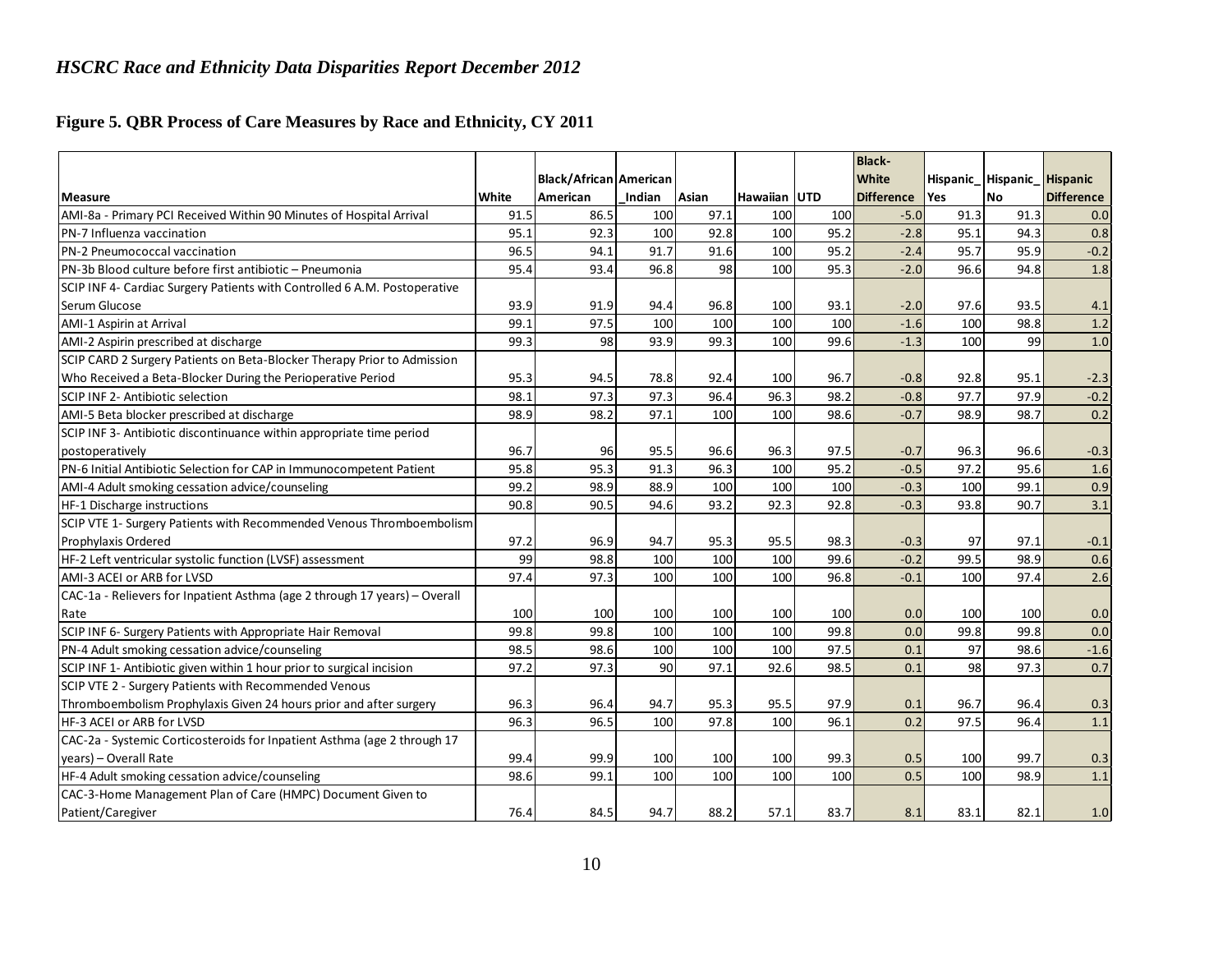*HSCRC Race and Ethnicity Data Disparities Report December 2012*

## Figure 5. QBR Process of Care Measures by Race and Ethnicity, CY 2011

| Measure | White | Black/African American | American_Indian | Asian | Hawaiian | UTD | Black-White Difference | Hispanic_Yes | Hispanic_No | Hispanic Difference |
|---|---|---|---|---|---|---|---|---|---|---|
| AMI-8a - Primary PCI Received Within 90 Minutes of Hospital Arrival | 91.5 | 86.5 | 100 | 97.1 | 100 | 100 | -5.0 | 91.3 | 91.3 | 0.0 |
| PN-7 Influenza vaccination | 95.1 | 92.3 | 100 | 92.8 | 100 | 95.2 | -2.8 | 95.1 | 94.3 | 0.8 |
| PN-2 Pneumococcal vaccination | 96.5 | 94.1 | 91.7 | 91.6 | 100 | 95.2 | -2.4 | 95.7 | 95.9 | -0.2 |
| PN-3b Blood culture before first antibiotic – Pneumonia | 95.4 | 93.4 | 96.8 | 98 | 100 | 95.3 | -2.0 | 96.6 | 94.8 | 1.8 |
| SCIP INF 4- Cardiac Surgery Patients with Controlled 6 A.M. Postoperative Serum Glucose | 93.9 | 91.9 | 94.4 | 96.8 | 100 | 93.1 | -2.0 | 97.6 | 93.5 | 4.1 |
| AMI-1 Aspirin at Arrival | 99.1 | 97.5 | 100 | 100 | 100 | 100 | -1.6 | 100 | 98.8 | 1.2 |
| AMI-2 Aspirin prescribed at discharge | 99.3 | 98 | 93.9 | 99.3 | 100 | 99.6 | -1.3 | 100 | 99 | 1.0 |
| SCIP CARD 2 Surgery Patients on Beta-Blocker Therapy Prior to Admission Who Received a Beta-Blocker During the Perioperative Period | 95.3 | 94.5 | 78.8 | 92.4 | 100 | 96.7 | -0.8 | 92.8 | 95.1 | -2.3 |
| SCIP INF 2- Antibiotic selection | 98.1 | 97.3 | 97.3 | 96.4 | 96.3 | 98.2 | -0.8 | 97.7 | 97.9 | -0.2 |
| AMI-5 Beta blocker prescribed at discharge | 98.9 | 98.2 | 97.1 | 100 | 100 | 98.6 | -0.7 | 98.9 | 98.7 | 0.2 |
| SCIP INF 3- Antibiotic discontinuance within appropriate time period postoperatively | 96.7 | 96 | 95.5 | 96.6 | 96.3 | 97.5 | -0.7 | 96.3 | 96.6 | -0.3 |
| PN-6 Initial Antibiotic Selection for CAP in Immunocompetent Patient | 95.8 | 95.3 | 91.3 | 96.3 | 100 | 95.2 | -0.5 | 97.2 | 95.6 | 1.6 |
| AMI-4 Adult smoking cessation advice/counseling | 99.2 | 98.9 | 88.9 | 100 | 100 | 100 | -0.3 | 100 | 99.1 | 0.9 |
| HF-1 Discharge instructions | 90.8 | 90.5 | 94.6 | 93.2 | 92.3 | 92.8 | -0.3 | 93.8 | 90.7 | 3.1 |
| SCIP VTE 1- Surgery Patients with Recommended Venous Thromboembolism Prophylaxis Ordered | 97.2 | 96.9 | 94.7 | 95.3 | 95.5 | 98.3 | -0.3 | 97 | 97.1 | -0.1 |
| HF-2 Left ventricular systolic function (LVSF) assessment | 99 | 98.8 | 100 | 100 | 100 | 99.6 | -0.2 | 99.5 | 98.9 | 0.6 |
| AMI-3 ACEI or ARB for LVSD | 97.4 | 97.3 | 100 | 100 | 100 | 96.8 | -0.1 | 100 | 97.4 | 2.6 |
| CAC-1a - Relievers for Inpatient Asthma (age 2 through 17 years) – Overall Rate | 100 | 100 | 100 | 100 | 100 | 100 | 0.0 | 100 | 100 | 0.0 |
| SCIP INF 6- Surgery Patients with Appropriate Hair Removal | 99.8 | 99.8 | 100 | 100 | 100 | 99.8 | 0.0 | 99.8 | 99.8 | 0.0 |
| PN-4 Adult smoking cessation advice/counseling | 98.5 | 98.6 | 100 | 100 | 100 | 97.5 | 0.1 | 97 | 98.6 | -1.6 |
| SCIP INF 1- Antibiotic given within 1 hour prior to surgical incision | 97.2 | 97.3 | 90 | 97.1 | 92.6 | 98.5 | 0.1 | 98 | 97.3 | 0.7 |
| SCIP VTE 2 - Surgery Patients with Recommended Venous Thromboembolism Prophylaxis Given 24 hours prior and after surgery | 96.3 | 96.4 | 94.7 | 95.3 | 95.5 | 97.9 | 0.1 | 96.7 | 96.4 | 0.3 |
| HF-3 ACEI or ARB for LVSD | 96.3 | 96.5 | 100 | 97.8 | 100 | 96.1 | 0.2 | 97.5 | 96.4 | 1.1 |
| CAC-2a - Systemic Corticosteroids for Inpatient Asthma (age 2 through 17 years) – Overall Rate | 99.4 | 99.9 | 100 | 100 | 100 | 99.3 | 0.5 | 100 | 99.7 | 0.3 |
| HF-4 Adult smoking cessation advice/counseling | 98.6 | 99.1 | 100 | 100 | 100 | 100 | 0.5 | 100 | 98.9 | 1.1 |
| CAC-3-Home Management Plan of Care (HMPC) Document Given to Patient/Caregiver | 76.4 | 84.5 | 94.7 | 88.2 | 57.1 | 83.7 | 8.1 | 83.1 | 82.1 | 1.0 |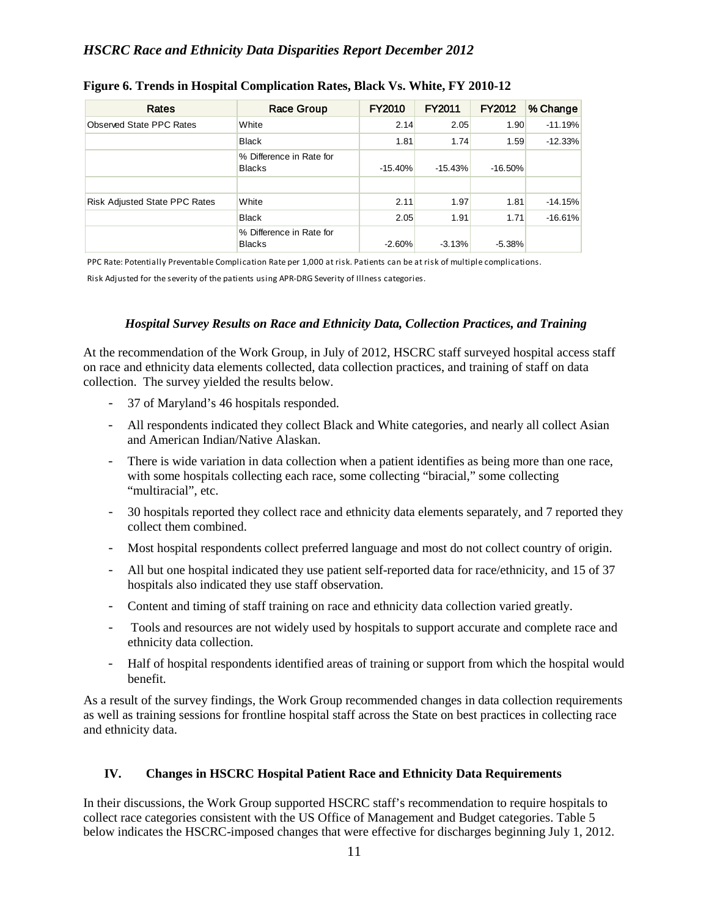**Figure 6. Trends in Hospital Complication Rates, Black Vs. White, FY 2010-12**

| Rates | Race Group | FY2010 | FY2011 | FY2012 | % Change |
|---|---|---|---|---|---|
| Observed State PPC Rates | White | 2.14 | 2.05 | 1.90 | -11.19% |
| | Black | 1.81 | 1.74 | 1.59 | -12.33% |
| | % Difference in Rate for Blacks | -15.40% | -15.43% | -16.50% | |
| | | | | | |
| Risk Adjusted State PPC Rates | White | 2.11 | 1.97 | 1.81 | -14.15% |
| | Black | 2.05 | 1.91 | 1.71 | -16.61% |
| | % Difference in Rate for Blacks | -2.60% | -3.13% | -5.38% | |

PPC Rate: Potentially Preventable Complication Rate per 1,000 at risk. Patients can be at risk of multiple complications.

Risk Adjusted for the severity of the patients using APR-DRG Severity of Illness categories.

### *Hospital Survey Results on Race and Ethnicity Data, Collection Practices, and Training*

At the recommendation of the Work Group, in July of 2012, HSCRC staff surveyed hospital access staff on race and ethnicity data elements collected, data collection practices, and training of staff on data collection. The survey yielded the results below.

- 37 of Maryland's 46 hospitals responded.
- All respondents indicated they collect Black and White categories, and nearly all collect Asian and American Indian/Native Alaskan.
- There is wide variation in data collection when a patient identifies as being more than one race, with some hospitals collecting each race, some collecting "biracial," some collecting "multiracial", etc.
- 30 hospitals reported they collect race and ethnicity data elements separately, and 7 reported they collect them combined.
- Most hospital respondents collect preferred language and most do not collect country of origin.
- All but one hospital indicated they use patient self-reported data for race/ethnicity, and 15 of 37 hospitals also indicated they use staff observation.
- Content and timing of staff training on race and ethnicity data collection varied greatly.
- Tools and resources are not widely used by hospitals to support accurate and complete race and ethnicity data collection.
- Half of hospital respondents identified areas of training or support from which the hospital would benefit.

As a result of the survey findings, the Work Group recommended changes in data collection requirements as well as training sessions for frontline hospital staff across the State on best practices in collecting race and ethnicity data.

## IV. Changes in HSCRC Hospital Patient Race and Ethnicity Data Requirements

In their discussions, the Work Group supported HSCRC staff's recommendation to require hospitals to collect race categories consistent with the US Office of Management and Budget categories. Table 5 below indicates the HSCRC-imposed changes that were effective for discharges beginning July 1, 2012.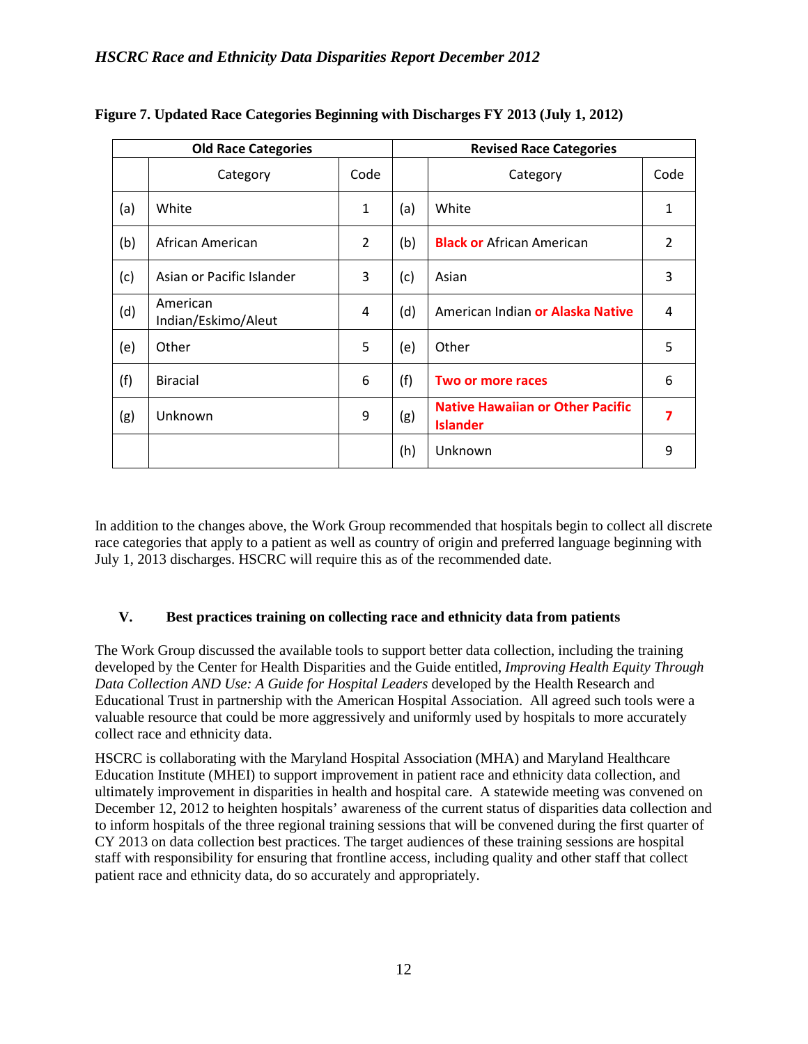**Figure 7. Updated Race Categories Beginning with Discharges FY 2013 (July 1, 2012)**

| Old Race Categories | | | Revised Race Categories | | |
|---|---|---|---|---|---|
| | Category | Code | | Category | Code |
| (a) | White | 1 | (a) | White | 1 |
| (b) | African American | 2 | (b) | **Black or** African American | 2 |
| (c) | Asian or Pacific Islander | 3 | (c) | Asian | 3 |
| (d) | American Indian/Eskimo/Aleut | 4 | (d) | American Indian **or Alaska Native** | 4 |
| (e) | Other | 5 | (e) | Other | 5 |
| (f) | Biracial | 6 | (f) | **Two or more races** | 6 |
| (g) | Unknown | 9 | (g) | **Native Hawaiian or Other Pacific Islander** | **7** |
| | | | (h) | Unknown | 9 |

In addition to the changes above, the Work Group recommended that hospitals begin to collect all discrete race categories that apply to a patient as well as country of origin and preferred language beginning with July 1, 2013 discharges. HSCRC will require this as of the recommended date.

## V. Best practices training on collecting race and ethnicity data from patients

The Work Group discussed the available tools to support better data collection, including the training developed by the Center for Health Disparities and the Guide entitled, *Improving Health Equity Through Data Collection AND Use: A Guide for Hospital Leaders* developed by the Health Research and Educational Trust in partnership with the American Hospital Association. All agreed such tools were a valuable resource that could be more aggressively and uniformly used by hospitals to more accurately collect race and ethnicity data.

HSCRC is collaborating with the Maryland Hospital Association (MHA) and Maryland Healthcare Education Institute (MHEI) to support improvement in patient race and ethnicity data collection, and ultimately improvement in disparities in health and hospital care. A statewide meeting was convened on December 12, 2012 to heighten hospitals' awareness of the current status of disparities data collection and to inform hospitals of the three regional training sessions that will be convened during the first quarter of CY 2013 on data collection best practices. The target audiences of these training sessions are hospital staff with responsibility for ensuring that frontline access, including quality and other staff that collect patient race and ethnicity data, do so accurately and appropriately.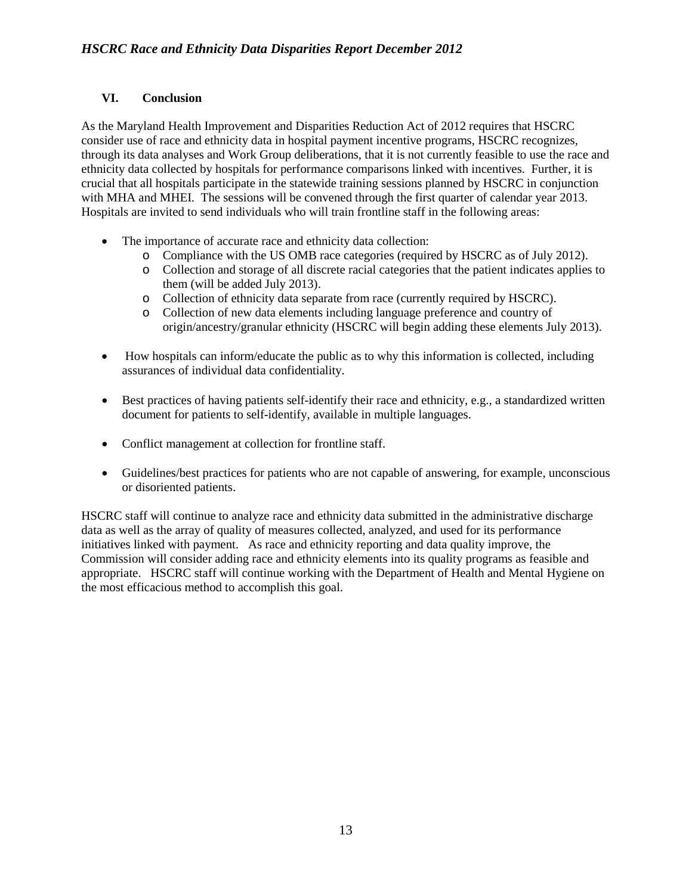## VI. Conclusion

As the Maryland Health Improvement and Disparities Reduction Act of 2012 requires that HSCRC consider use of race and ethnicity data in hospital payment incentive programs, HSCRC recognizes, through its data analyses and Work Group deliberations, that it is not currently feasible to use the race and ethnicity data collected by hospitals for performance comparisons linked with incentives. Further, it is crucial that all hospitals participate in the statewide training sessions planned by HSCRC in conjunction with MHA and MHEI. The sessions will be convened through the first quarter of calendar year 2013. Hospitals are invited to send individuals who will train frontline staff in the following areas:

- The importance of accurate race and ethnicity data collection:
  - Compliance with the US OMB race categories (required by HSCRC as of July 2012).
  - Collection and storage of all discrete racial categories that the patient indicates applies to them (will be added July 2013).
  - Collection of ethnicity data separate from race (currently required by HSCRC).
  - Collection of new data elements including language preference and country of origin/ancestry/granular ethnicity (HSCRC will begin adding these elements July 2013).
- How hospitals can inform/educate the public as to why this information is collected, including assurances of individual data confidentiality.
- Best practices of having patients self-identify their race and ethnicity, e.g., a standardized written document for patients to self-identify, available in multiple languages.
- Conflict management at collection for frontline staff.
- Guidelines/best practices for patients who are not capable of answering, for example, unconscious or disoriented patients.

HSCRC staff will continue to analyze race and ethnicity data submitted in the administrative discharge data as well as the array of quality of measures collected, analyzed, and used for its performance initiatives linked with payment. As race and ethnicity reporting and data quality improve, the Commission will consider adding race and ethnicity elements into its quality programs as feasible and appropriate. HSCRC staff will continue working with the Department of Health and Mental Hygiene on the most efficacious method to accomplish this goal.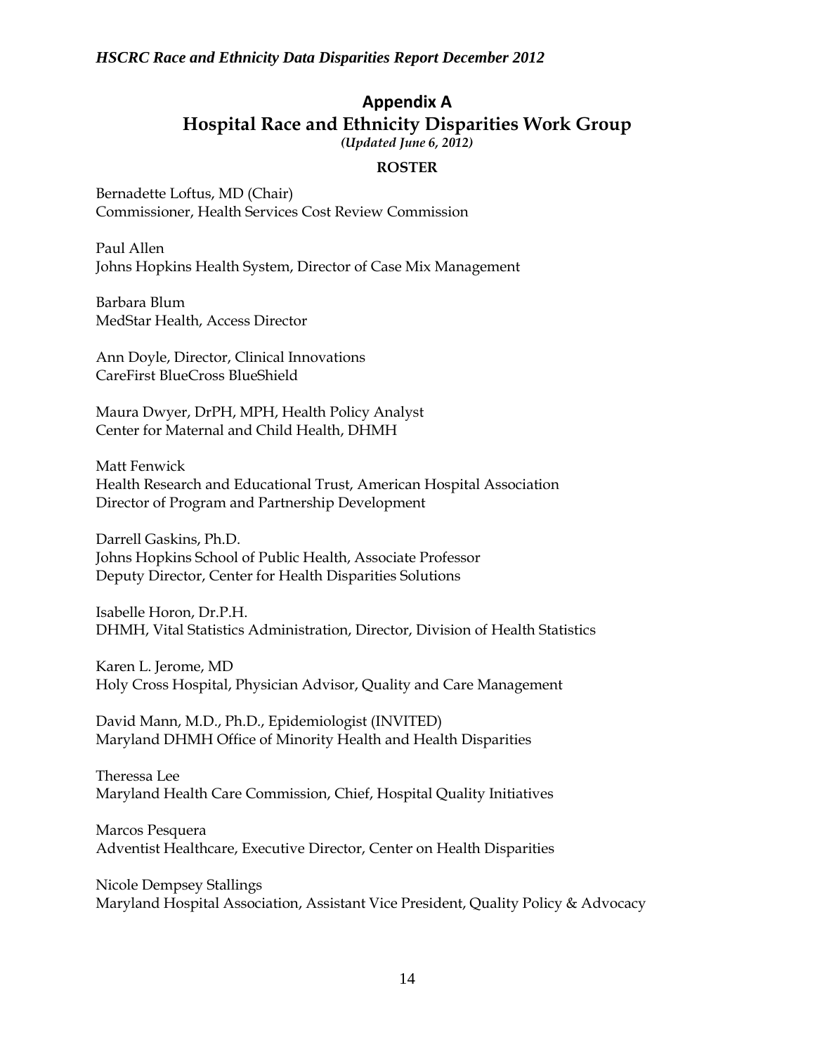# Appendix A

## Hospital Race and Ethnicity Disparities Work Group

*(Updated June 6, 2012)*

**ROSTER**

Bernadette Loftus, MD (Chair)
Commissioner, Health Services Cost Review Commission

Paul Allen
Johns Hopkins Health System, Director of Case Mix Management

Barbara Blum
MedStar Health, Access Director

Ann Doyle, Director, Clinical Innovations
CareFirst BlueCross BlueShield

Maura Dwyer, DrPH, MPH, Health Policy Analyst
Center for Maternal and Child Health, DHMH

Matt Fenwick
Health Research and Educational Trust, American Hospital Association
Director of Program and Partnership Development

Darrell Gaskins, Ph.D.
Johns Hopkins School of Public Health, Associate Professor
Deputy Director, Center for Health Disparities Solutions

Isabelle Horon, Dr.P.H.
DHMH, Vital Statistics Administration, Director, Division of Health Statistics

Karen L. Jerome, MD
Holy Cross Hospital, Physician Advisor, Quality and Care Management

David Mann, M.D., Ph.D., Epidemiologist (INVITED)
Maryland DHMH Office of Minority Health and Health Disparities

Theressa Lee
Maryland Health Care Commission, Chief, Hospital Quality Initiatives

Marcos Pesquera
Adventist Healthcare, Executive Director, Center on Health Disparities

Nicole Dempsey Stallings
Maryland Hospital Association, Assistant Vice President, Quality Policy & Advocacy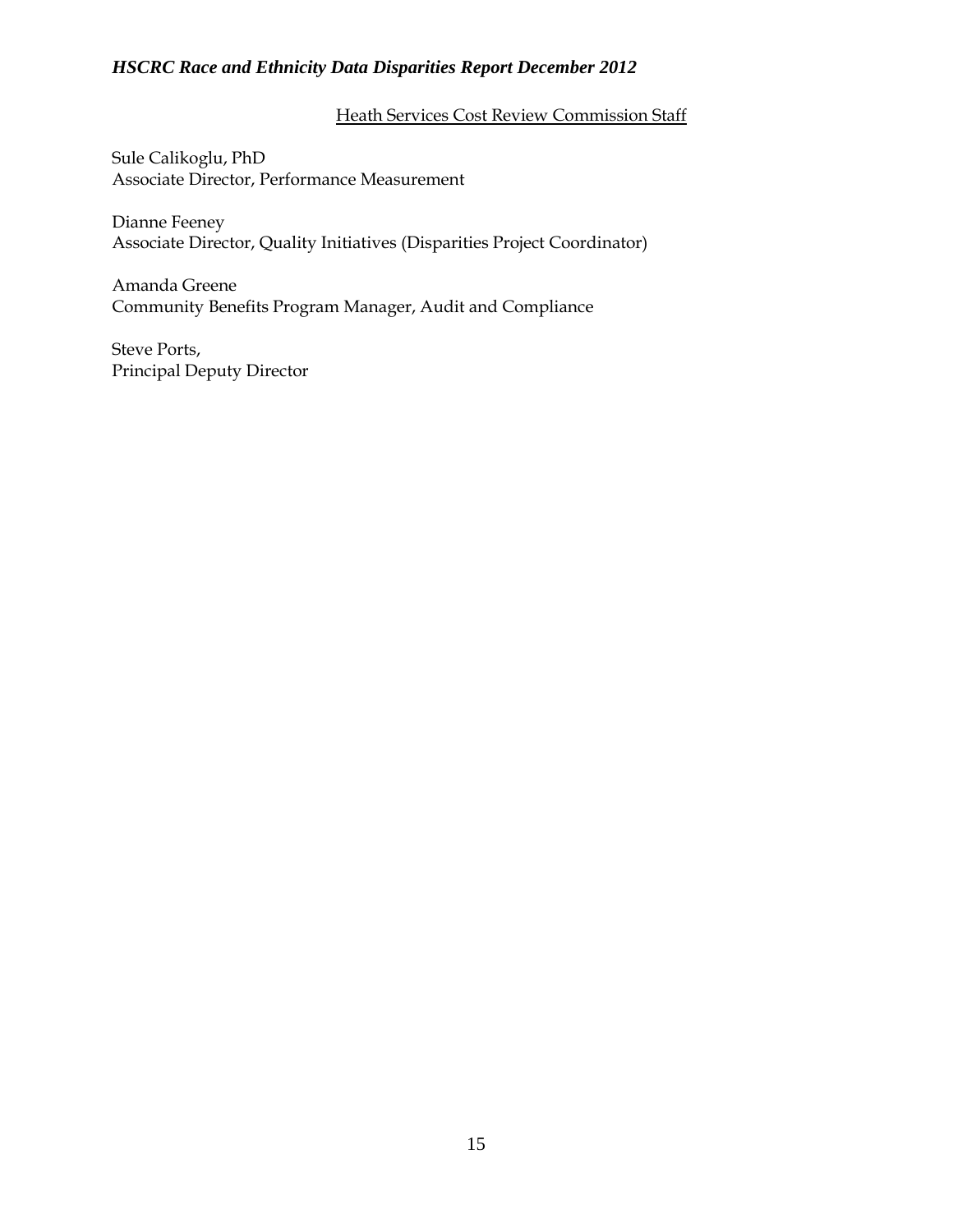<u>Heath Services Cost Review Commission Staff</u>

Sule Calikoglu, PhD
Associate Director, Performance Measurement

Dianne Feeney
Associate Director, Quality Initiatives (Disparities Project Coordinator)

Amanda Greene
Community Benefits Program Manager, Audit and Compliance

Steve Ports,
Principal Deputy Director